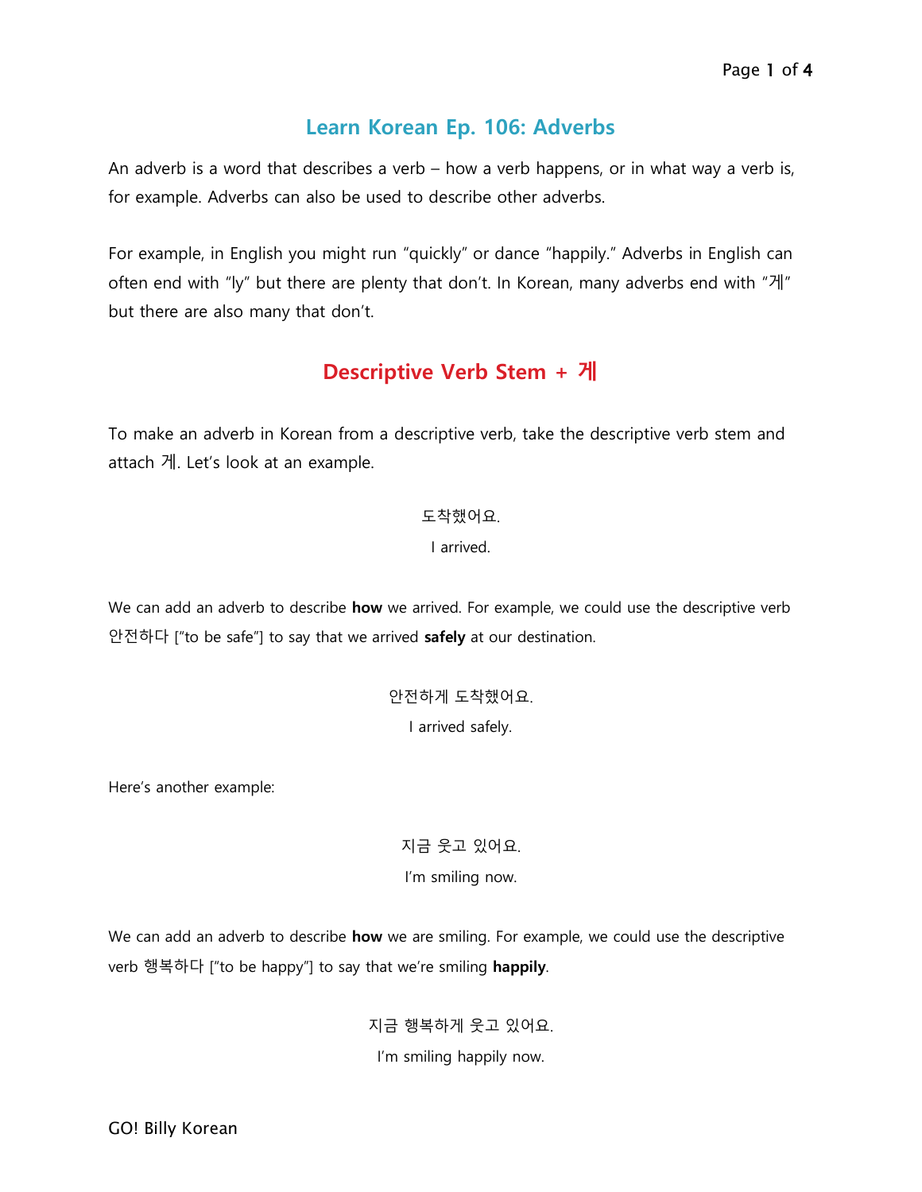# Learn Korean Ep. 106: Adverbs

An adverb is a word that describes a verb – how a verb happens, or in what way a verb is, for example. Adverbs can also be used to describe other adverbs.

For example, in English you might run "quickly" or dance "happily." Adverbs in English can often end with "ly" but there are plenty that don't. In Korean, many adverbs end with "게" but there are also many that don't.

## Descriptive Verb Stem + 게

To make an adverb in Korean from a descriptive verb, take the descriptive verb stem and attach 게. Let's look at an example.

도착했어요.
I arrived.

We can add an adverb to describe **how** we arrived. For example, we could use the descriptive verb 안전하다 ["to be safe"] to say that we arrived **safely** at our destination.

안전하게 도착했어요.
I arrived safely.

Here's another example:

지금 웃고 있어요.
I'm smiling now.

We can add an adverb to describe **how** we are smiling. For example, we could use the descriptive verb 행복하다 ["to be happy"] to say that we're smiling **happily**.

지금 행복하게 웃고 있어요.
I'm smiling happily now.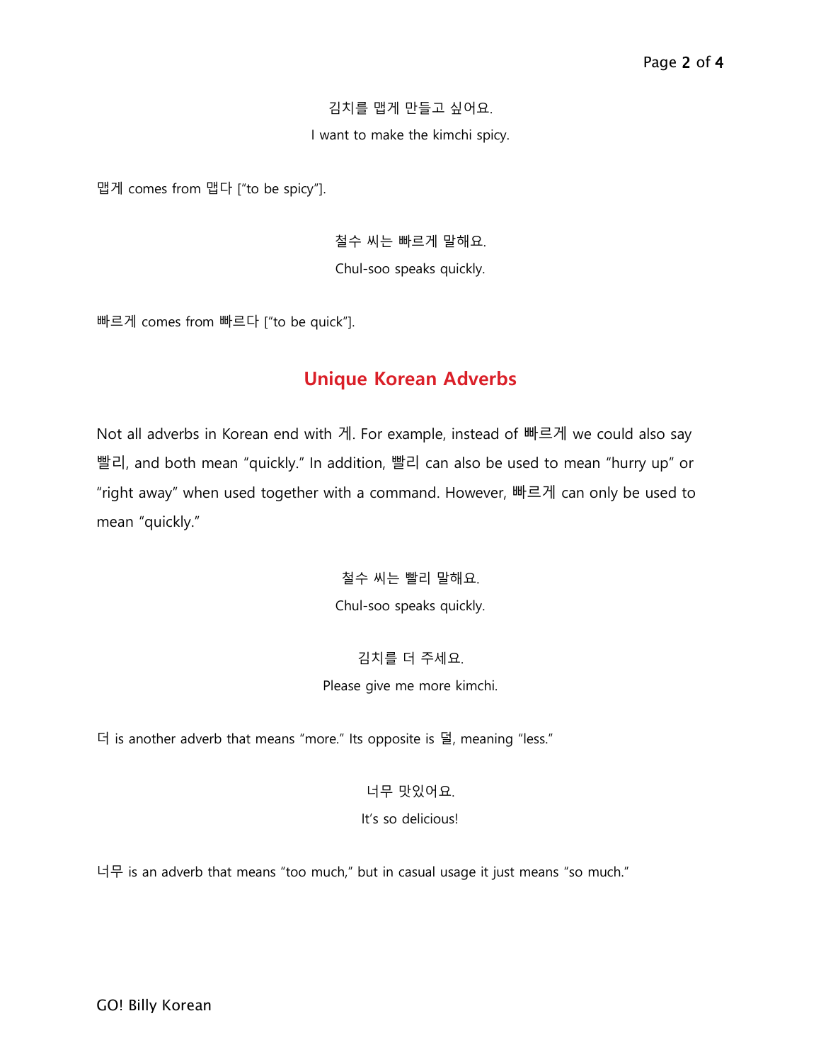김치를 맵게 만들고 싶어요.

I want to make the kimchi spicy.

맵게 comes from 맵다 ["to be spicy"].

철수 씨는 빠르게 말해요.

Chul-soo speaks quickly.

빠르게 comes from 빠르다 ["to be quick"].

## Unique Korean Adverbs

Not all adverbs in Korean end with 게. For example, instead of 빠르게 we could also say 빨리, and both mean "quickly." In addition, 빨리 can also be used to mean "hurry up" or "right away" when used together with a command. However, 빠르게 can only be used to mean "quickly."

철수 씨는 빨리 말해요.

Chul-soo speaks quickly.

김치를 더 주세요.

Please give me more kimchi.

더 is another adverb that means "more." Its opposite is 덜, meaning "less."

너무 맛있어요.

It's so delicious!

너무 is an adverb that means "too much," but in casual usage it just means "so much."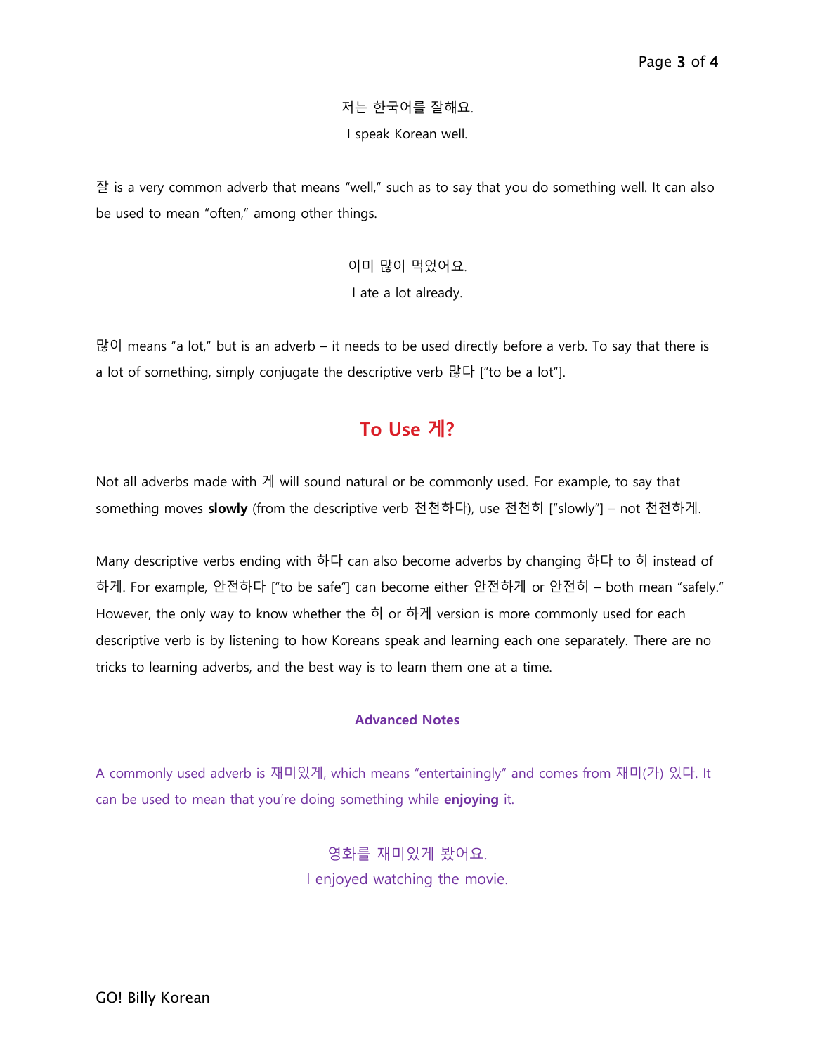저는 한국어를 잘해요.
I speak Korean well.

잘 is a very common adverb that means "well," such as to say that you do something well. It can also be used to mean "often," among other things.

이미 많이 먹었어요.
I ate a lot already.

많이 means "a lot," but is an adverb – it needs to be used directly before a verb. To say that there is a lot of something, simply conjugate the descriptive verb 많다 ["to be a lot"].

## To Use 게?

Not all adverbs made with 게 will sound natural or be commonly used. For example, to say that something moves **slowly** (from the descriptive verb 천천하다), use 천천히 ["slowly"] – not 천천하게.

Many descriptive verbs ending with 하다 can also become adverbs by changing 하다 to 히 instead of 하게. For example, 안전하다 ["to be safe"] can become either 안전하게 or 안전히 – both mean "safely." However, the only way to know whether the 히 or 하게 version is more commonly used for each descriptive verb is by listening to how Koreans speak and learning each one separately. There are no tricks to learning adverbs, and the best way is to learn them one at a time.

### Advanced Notes

A commonly used adverb is 재미있게, which means "entertainingly" and comes from 재미(가) 있다. It can be used to mean that you're doing something while **enjoying** it.

영화를 재미있게 봤어요.
I enjoyed watching the movie.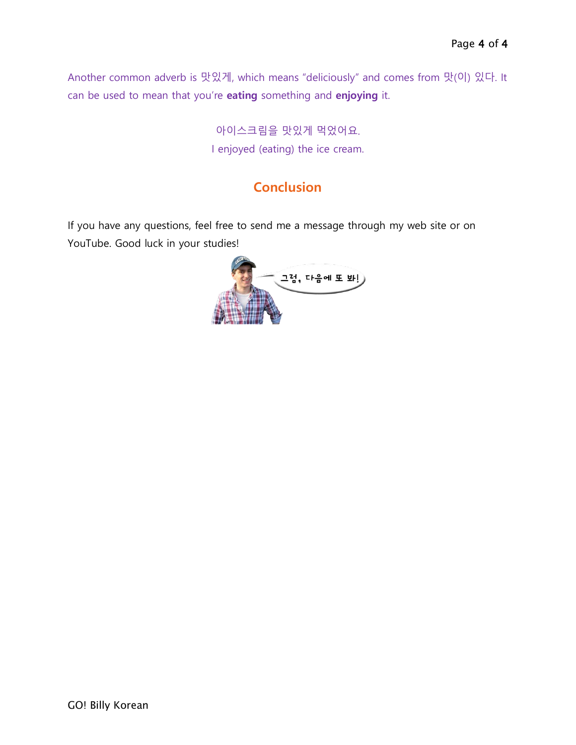Another common adverb is 맛있게, which means "deliciously" and comes from 맛(이) 있다. It can be used to mean that you're **eating** something and **enjoying** it.

아이스크림을 맛있게 먹었어요.
I enjoyed (eating) the ice cream.

## Conclusion

If you have any questions, feel free to send me a message through my web site or on YouTube. Good luck in your studies!